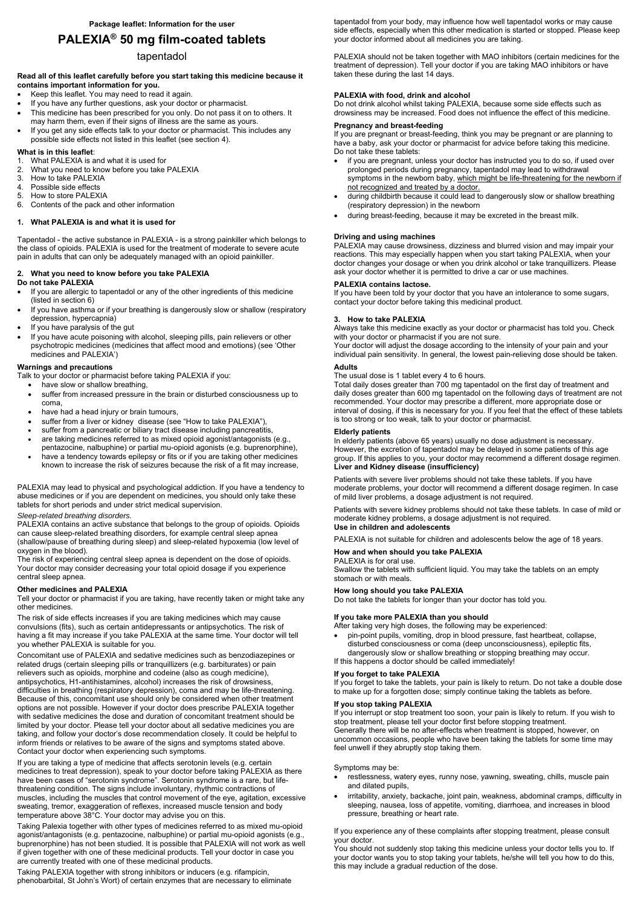**Package leaflet: Information for the user**

# PALEXIA® 50 mg film-coated tablets

tapentadol

**Read all of this leaflet carefully before you start taking this medicine because it contains important information for you.**

- Keep this leaflet. You may need to read it again.
- If you have any further questions, ask your doctor or pharmacist.
- This medicine has been prescribed for you only. Do not pass it on to others. It may harm them, even if their signs of illness are the same as yours.
- If you get any side effects talk to your doctor or pharmacist. This includes any possible side effects not listed in this leaflet (see section 4).

**What is in this leaflet**:

1. What PALEXIA is and what it is used for
2. What you need to know before you take PALEXIA
3. How to take PALEXIA
4. Possible side effects
5. How to store PALEXIA
6. Contents of the pack and other information

## 1. What PALEXIA is and what it is used for

Tapentadol - the active substance in PALEXIA - is a strong painkiller which belongs to the class of opioids. PALEXIA is used for the treatment of moderate to severe acute pain in adults that can only be adequately managed with an opioid painkiller.

## 2. What you need to know before you take PALEXIA

**Do not take PALEXIA**

- If you are allergic to tapentadol or any of the other ingredients of this medicine (listed in section 6)
- If you have asthma or if your breathing is dangerously slow or shallow (respiratory depression, hypercapnia)
- If you have paralysis of the gut
- If you have acute poisoning with alcohol, sleeping pills, pain relievers or other psychotropic medicines (medicines that affect mood and emotions) (see 'Other medicines and PALEXIA')

**Warnings and precautions**

Talk to your doctor or pharmacist before taking PALEXIA if you:

- have slow or shallow breathing,
- suffer from increased pressure in the brain or disturbed consciousness up to coma,
- have had a head injury or brain tumours,
- suffer from a liver or kidney disease (see "How to take PALEXIA"),
- suffer from a pancreatic or biliary tract disease including pancreatitis,
- are taking medicines referred to as mixed opioid agonist/antagonists (e.g., pentazocine, nalbuphine) or partial mu-opioid agonists (e.g. buprenorphine),
- have a tendency towards epilepsy or fits or if you are taking other medicines known to increase the risk of seizures because the risk of a fit may increase,

PALEXIA may lead to physical and psychological addiction. If you have a tendency to abuse medicines or if you are dependent on medicines, you should only take these tablets for short periods and under strict medical supervision.

*Sleep-related breathing disorders.*

PALEXIA contains an active substance that belongs to the group of opioids. Opioids can cause sleep-related breathing disorders, for example central sleep apnea (shallow/pause of breathing during sleep) and sleep-related hypoxemia (low level of oxygen in the blood).

The risk of experiencing central sleep apnea is dependent on the dose of opioids. Your doctor may consider decreasing your total opioid dosage if you experience central sleep apnea.

**Other medicines and PALEXIA**

Tell your doctor or pharmacist if you are taking, have recently taken or might take any other medicines.

The risk of side effects increases if you are taking medicines which may cause convulsions (fits), such as certain antidepressants or antipsychotics. The risk of having a fit may increase if you take PALEXIA at the same time. Your doctor will tell you whether PALEXIA is suitable for you.

Concomitant use of PALEXIA and sedative medicines such as benzodiazepines or related drugs (certain sleeping pills or tranquillizers (e.g. barbiturates) or pain relievers such as opioids, morphine and codeine (also as cough medicine), antipsychotics, H1-antihistamines, alcohol) increases the risk of drowsiness, difficulties in breathing (respiratory depression), coma and may be life-threatening. Because of this, concomitant use should only be considered when other treatment options are not possible. However if your doctor does prescribe PALEXIA together with sedative medicines the dose and duration of concomitant treatment should be limited by your doctor. Please tell your doctor about all sedative medicines you are taking, and follow your doctor's dose recommendation closely. It could be helpful to inform friends or relatives to be aware of the signs and symptoms stated above. Contact your doctor when experiencing such symptoms.

If you are taking a type of medicine that affects serotonin levels (e.g. certain medicines to treat depression), speak to your doctor before taking PALEXIA as there have been cases of "serotonin syndrome". Serotonin syndrome is a rare, but life-threatening condition. The signs include involuntary, rhythmic contractions of muscles, including the muscles that control movement of the eye, agitation, excessive sweating, tremor, exaggeration of reflexes, increased muscle tension and body temperature above 38°C. Your doctor may advise you on this.

Taking Palexia together with other types of medicines referred to as mixed mu-opioid agonist/antagonists (e.g. pentazocine, nalbuphine) or partial mu-opioid agonists (e.g., buprenorphine) has not been studied. It is possible that PALEXIA will not work as well if given together with one of these medicinal products. Tell your doctor in case you are currently treated with one of these medicinal products.

Taking PALEXIA together with strong inhibitors or inducers (e.g. rifampicin, phenobarbital, St John's Wort) of certain enzymes that are necessary to eliminate tapentadol from your body, may influence how well tapentadol works or may cause side effects, especially when this other medication is started or stopped. Please keep your doctor informed about all medicines you are taking.

PALEXIA should not be taken together with MAO inhibitors (certain medicines for the treatment of depression). Tell your doctor if you are taking MAO inhibitors or have taken these during the last 14 days.

**PALEXIA with food, drink and alcohol**

Do not drink alcohol whilst taking PALEXIA, because some side effects such as drowsiness may be increased. Food does not influence the effect of this medicine.

**Pregnancy and breast-feeding**

If you are pregnant or breast-feeding, think you may be pregnant or are planning to have a baby, ask your doctor or pharmacist for advice before taking this medicine. Do not take these tablets:

- if you are pregnant, unless your doctor has instructed you to do so, if used over prolonged periods during pregnancy, tapentadol may lead to withdrawal symptoms in the newborn baby, which might be life-threatening for the newborn if not recognized and treated by a doctor.
- during childbirth because it could lead to dangerously slow or shallow breathing (respiratory depression) in the newborn
- during breast-feeding, because it may be excreted in the breast milk.

**Driving and using machines**

PALEXIA may cause drowsiness, dizziness and blurred vision and may impair your reactions. This may especially happen when you start taking PALEXIA, when your doctor changes your dosage or when you drink alcohol or take tranquillizers. Please ask your doctor whether it is permitted to drive a car or use machines.

**PALEXIA contains lactose.**

If you have been told by your doctor that you have an intolerance to some sugars, contact your doctor before taking this medicinal product.

## 3. How to take PALEXIA

Always take this medicine exactly as your doctor or pharmacist has told you. Check with your doctor or pharmacist if you are not sure.

Your doctor will adjust the dosage according to the intensity of your pain and your individual pain sensitivity. In general, the lowest pain-relieving dose should be taken.

**Adults**

The usual dose is 1 tablet every 4 to 6 hours.

Total daily doses greater than 700 mg tapentadol on the first day of treatment and daily doses greater than 600 mg tapentadol on the following days of treatment are not recommended. Your doctor may prescribe a different, more appropriate dose or interval of dosing, if this is necessary for you. If you feel that the effect of these tablets is too strong or too weak, talk to your doctor or pharmacist.

**Elderly patients**

In elderly patients (above 65 years) usually no dose adjustment is necessary. However, the excretion of tapentadol may be delayed in some patients of this age group. If this applies to you, your doctor may recommend a different dosage regimen.

**Liver and Kidney disease (insufficiency)**

Patients with severe liver problems should not take these tablets. If you have moderate problems, your doctor will recommend a different dosage regimen. In case of mild liver problems, a dosage adjustment is not required.

Patients with severe kidney problems should not take these tablets. In case of mild or moderate kidney problems, a dosage adjustment is not required.

**Use in children and adolescents**

PALEXIA is not suitable for children and adolescents below the age of 18 years.

**How and when should you take PALEXIA**

PALEXIA is for oral use.

Swallow the tablets with sufficient liquid. You may take the tablets on an empty stomach or with meals.

**How long should you take PALEXIA**

Do not take the tablets for longer than your doctor has told you.

**If you take more PALEXIA than you should**

After taking very high doses, the following may be experienced:

- pin-point pupils, vomiting, drop in blood pressure, fast heartbeat, collapse, disturbed consciousness or coma (deep unconsciousness), epileptic fits, dangerously slow or shallow breathing or stopping breathing may occur.

If this happens a doctor should be called immediately!

**If you forget to take PALEXIA**

If you forget to take the tablets, your pain is likely to return. Do not take a double dose to make up for a forgotten dose; simply continue taking the tablets as before.

**If you stop taking PALEXIA**

If you interrupt or stop treatment too soon, your pain is likely to return. If you wish to stop treatment, please tell your doctor first before stopping treatment.

Generally there will be no after-effects when treatment is stopped, however, on uncommon occasions, people who have been taking the tablets for some time may feel unwell if they abruptly stop taking them.

Symptoms may be:

- restlessness, watery eyes, runny nose, yawning, sweating, chills, muscle pain and dilated pupils,
- irritability, anxiety, backache, joint pain, weakness, abdominal cramps, difficulty in sleeping, nausea, loss of appetite, vomiting, diarrhoea, and increases in blood pressure, breathing or heart rate.

If you experience any of these complaints after stopping treatment, please consult your doctor.

You should not suddenly stop taking this medicine unless your doctor tells you to. If your doctor wants you to stop taking your tablets, he/she will tell you how to do this, this may include a gradual reduction of the dose.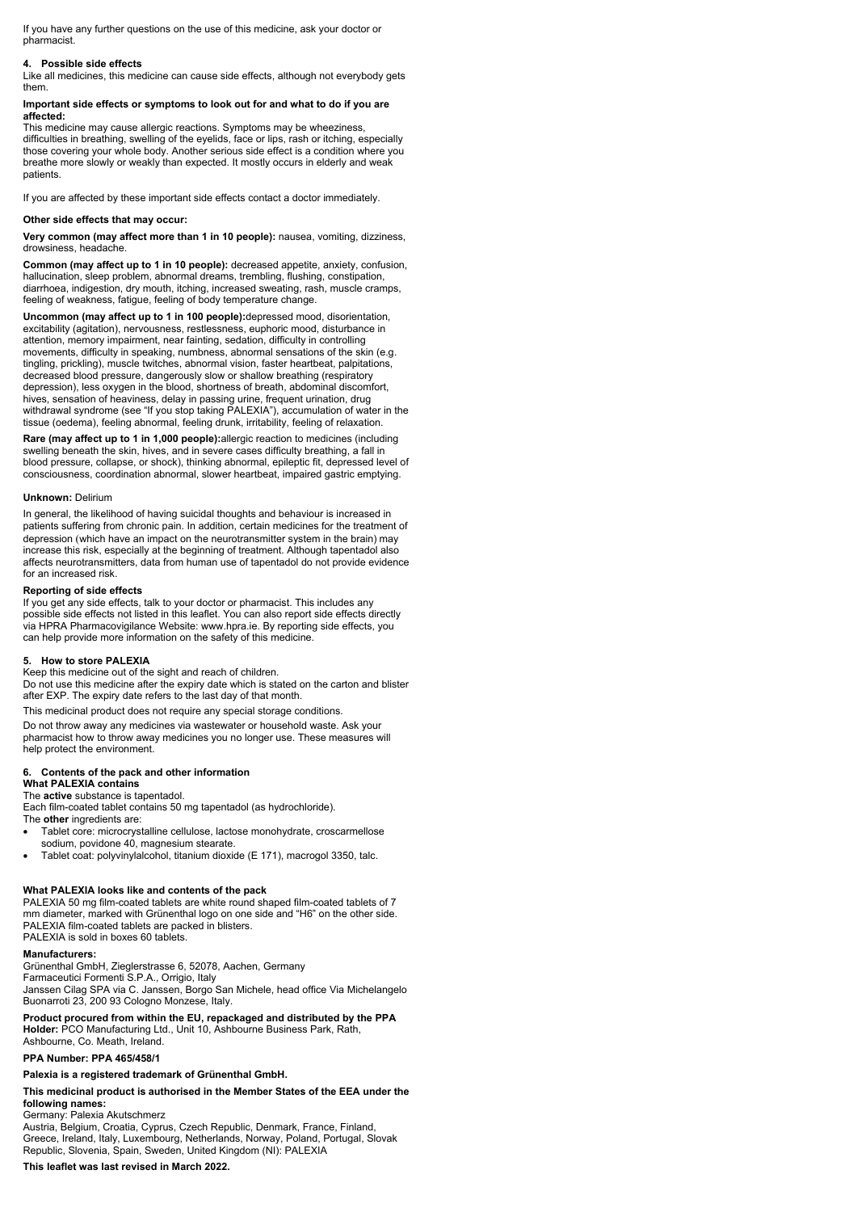If you have any further questions on the use of this medicine, ask your doctor or pharmacist.

## 4. Possible side effects

Like all medicines, this medicine can cause side effects, although not everybody gets them.

**Important side effects or symptoms to look out for and what to do if you are affected:**

This medicine may cause allergic reactions. Symptoms may be wheeziness, difficulties in breathing, swelling of the eyelids, face or lips, rash or itching, especially those covering your whole body. Another serious side effect is a condition where you breathe more slowly or weakly than expected. It mostly occurs in elderly and weak patients.

If you are affected by these important side effects contact a doctor immediately.

**Other side effects that may occur:**

**Very common (may affect more than 1 in 10 people):** nausea, vomiting, dizziness, drowsiness, headache.

**Common (may affect up to 1 in 10 people):** decreased appetite, anxiety, confusion, hallucination, sleep problem, abnormal dreams, trembling, flushing, constipation, diarrhoea, indigestion, dry mouth, itching, increased sweating, rash, muscle cramps, feeling of weakness, fatigue, feeling of body temperature change.

**Uncommon (may affect up to 1 in 100 people):**depressed mood, disorientation, excitability (agitation), nervousness, restlessness, euphoric mood, disturbance in attention, memory impairment, near fainting, sedation, difficulty in controlling movements, difficulty in speaking, numbness, abnormal sensations of the skin (e.g. tingling, prickling), muscle twitches, abnormal vision, faster heartbeat, palpitations, decreased blood pressure, dangerously slow or shallow breathing (respiratory depression), less oxygen in the blood, shortness of breath, abdominal discomfort, hives, sensation of heaviness, delay in passing urine, frequent urination, drug withdrawal syndrome (see "If you stop taking PALEXIA"), accumulation of water in the tissue (oedema), feeling abnormal, feeling drunk, irritability, feeling of relaxation.

**Rare (may affect up to 1 in 1,000 people):**allergic reaction to medicines (including swelling beneath the skin, hives, and in severe cases difficulty breathing, a fall in blood pressure, collapse, or shock), thinking abnormal, epileptic fit, depressed level of consciousness, coordination abnormal, slower heartbeat, impaired gastric emptying.

**Unknown:** Delirium

In general, the likelihood of having suicidal thoughts and behaviour is increased in patients suffering from chronic pain. In addition, certain medicines for the treatment of depression (which have an impact on the neurotransmitter system in the brain) may increase this risk, especially at the beginning of treatment. Although tapentadol also affects neurotransmitters, data from human use of tapentadol do not provide evidence for an increased risk.

**Reporting of side effects**

If you get any side effects, talk to your doctor or pharmacist. This includes any possible side effects not listed in this leaflet. You can also report side effects directly via HPRA Pharmacovigilance Website: www.hpra.ie. By reporting side effects, you can help provide more information on the safety of this medicine.

## 5. How to store PALEXIA

Keep this medicine out of the sight and reach of children.

Do not use this medicine after the expiry date which is stated on the carton and blister after EXP. The expiry date refers to the last day of that month.

This medicinal product does not require any special storage conditions.

Do not throw away any medicines via wastewater or household waste. Ask your pharmacist how to throw away medicines you no longer use. These measures will help protect the environment.

## 6. Contents of the pack and other information

**What PALEXIA contains**

The **active** substance is tapentadol.

Each film-coated tablet contains 50 mg tapentadol (as hydrochloride).

The **other** ingredients are:

- Tablet core: microcrystalline cellulose, lactose monohydrate, croscarmellose sodium, povidone 40, magnesium stearate.
- Tablet coat: polyvinylalcohol, titanium dioxide (E 171), macrogol 3350, talc.

**What PALEXIA looks like and contents of the pack**

PALEXIA 50 mg film-coated tablets are white round shaped film-coated tablets of 7 mm diameter, marked with Grünenthal logo on one side and "H6" on the other side.

PALEXIA film-coated tablets are packed in blisters.

PALEXIA is sold in boxes 60 tablets.

**Manufacturers:**

Grünenthal GmbH, Zieglerstrasse 6, 52078, Aachen, Germany

Farmaceutici Formenti S.P.A., Orrigio, Italy

Janssen Cilag SPA via C. Janssen, Borgo San Michele, head office Via Michelangelo Buonarroti 23, 200 93 Cologno Monzese, Italy.

**Product procured from within the EU, repackaged and distributed by the PPA Holder:** PCO Manufacturing Ltd., Unit 10, Ashbourne Business Park, Rath, Ashbourne, Co. Meath, Ireland.

**PPA Number: PPA 465/458/1**

**Palexia is a registered trademark of Grünenthal GmbH.**

**This medicinal product is authorised in the Member States of the EEA under the following names:**

Germany: Palexia Akutschmerz

Austria, Belgium, Croatia, Cyprus, Czech Republic, Denmark, France, Finland, Greece, Ireland, Italy, Luxembourg, Netherlands, Norway, Poland, Portugal, Slovak Republic, Slovenia, Spain, Sweden, United Kingdom (NI): PALEXIA

**This leaflet was last revised in March 2022.**